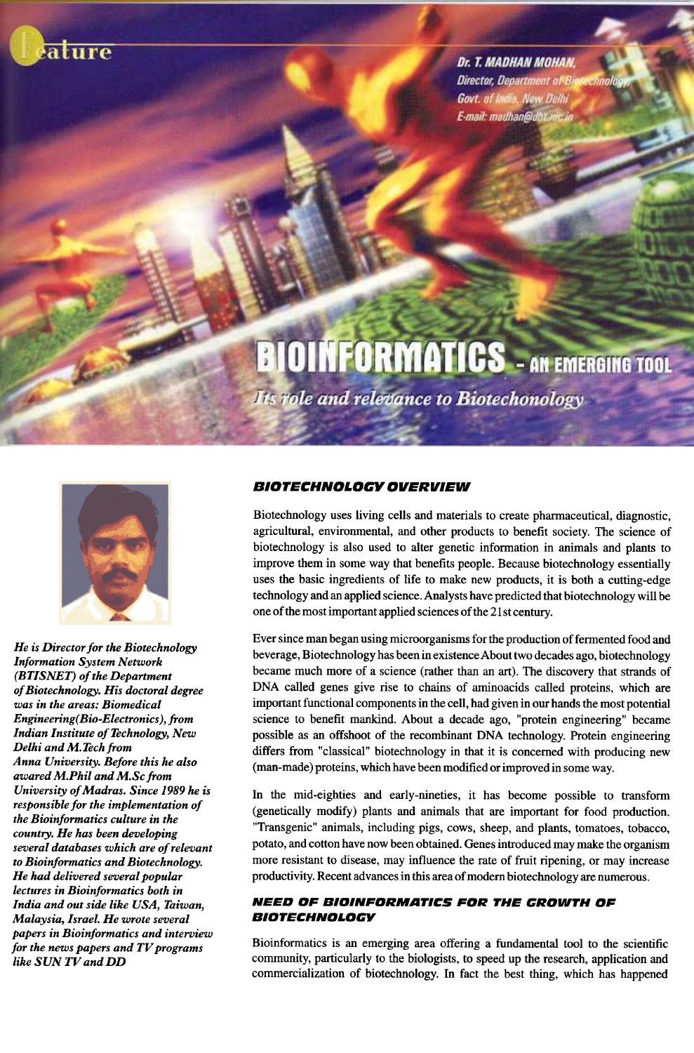Feature

Dr. T. MADHAN MOHAN,
Director, Department of Biotechnology,
Govt. of India, New Delhi
E-mail: madhan@dbt.nic.in

# BIOINFORMATICS - AN EMERGING TOOL

## *Its role and relevance to Biotechonology*

*He is Director for the Biotechnology Information System Network (BTISNET) of the Department of Biotechnology. His doctoral degree was in the areas: Biomedical Engineering(Bio-Electronics), from Indian Institute of Technology, New Delhi and M.Tech from Anna University. Before this he also awared M.Phil and M.Sc from University of Madras. Since 1989 he is responsible for the implementation of the Bioinformatics culture in the country. He has been developing several databases which are of relevant to Bioinformatics and Biotechnology. He had delivered several popular lectures in Bioinformatics both in India and out side like USA, Taiwan, Malaysia, Israel. He wrote several papers in Bioinformatics and interview for the news papers and TV programs like SUN TV and DD*

### BIOTECHNOLOGY OVERVIEW

Biotechnology uses living cells and materials to create pharmaceutical, diagnostic, agricultural, environmental, and other products to benefit society. The science of biotechnology is also used to alter genetic information in animals and plants to improve them in some way that benefits people. Because biotechnology essentially uses the basic ingredients of life to make new products, it is both a cutting-edge technology and an applied science. Analysts have predicted that biotechnology will be one of the most important applied sciences of the 21st century.

Ever since man began using microorganisms for the production of fermented food and beverage, Biotechnology has been in existence About two decades ago, biotechnology became much more of a science (rather than an art). The discovery that strands of DNA called genes give rise to chains of aminoacids called proteins, which are important functional components in the cell, had given in our hands the most potential science to benefit mankind. About a decade ago, "protein engineering" became possible as an offshoot of the recombinant DNA technology. Protein engineering differs from "classical" biotechnology in that it is concerned with producing new (man-made) proteins, which have been modified or improved in some way.

In the mid-eighties and early-nineties, it has become possible to transform (genetically modify) plants and animals that are important for food production. "Transgenic" animals, including pigs, cows, sheep, and plants, tomatoes, tobacco, potato, and cotton have now been obtained. Genes introduced may make the organism more resistant to disease, may influence the rate of fruit ripening, or may increase productivity. Recent advances in this area of modern biotechnology are numerous.

### NEED OF BIOINFORMATICS FOR THE GROWTH OF BIOTECHNOLOGY

Bioinformatics is an emerging area offering a fundamental tool to the scientific community, particularly to the biologists, to speed up the research, application and commercialization of biotechnology. In fact the best thing, which has happened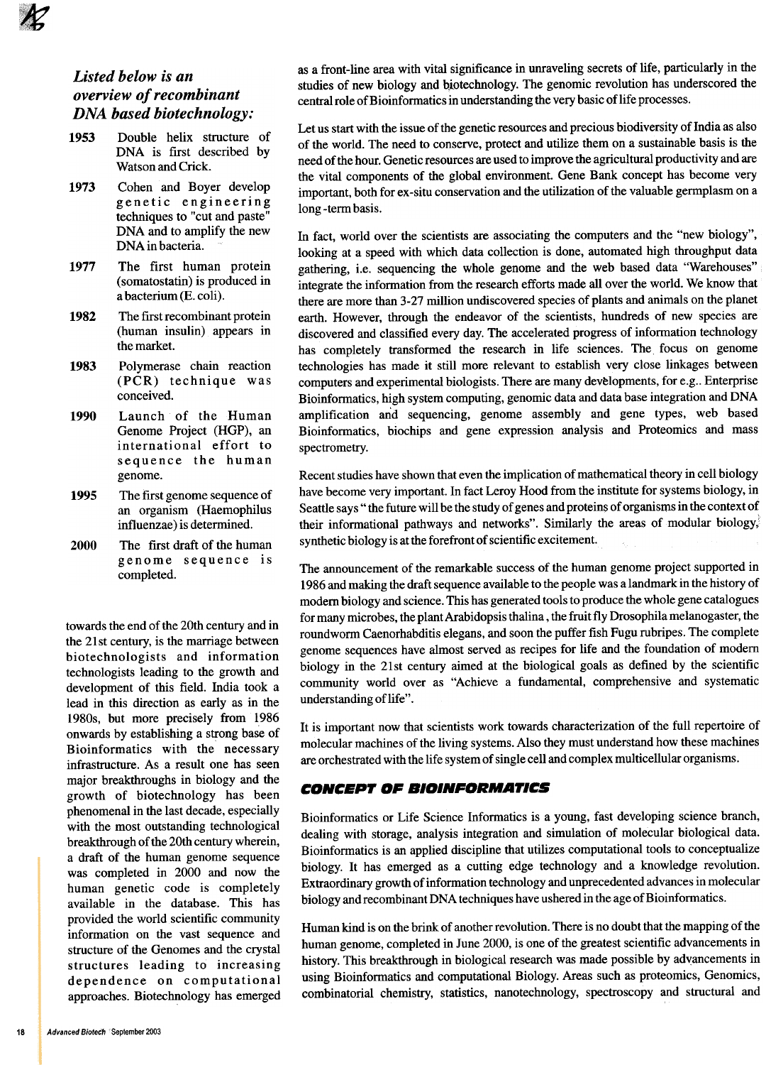*Listed below is an overview of recombinant DNA based biotechnology:*

- **1953** Double helix structure of DNA is first described by Watson and Crick.
- **1973** Cohen and Boyer develop genetic engineering techniques to "cut and paste" DNA and to amplify the new DNA in bacteria.
- **1977** The first human protein (somatostatin) is produced in a bacterium (E. coli).
- **1982** The first recombinant protein (human insulin) appears in the market.
- **1983** Polymerase chain reaction (PCR) technique was conceived.
- **1990** Launch of the Human Genome Project (HGP), an international effort to sequence the human genome.
- **1995** The first genome sequence of an organism (Haemophilus influenzae) is determined.
- **2000** The first draft of the human genome sequence is completed.

towards the end of the 20th century and in the 21st century, is the marriage between biotechnologists and information technologists leading to the growth and development of this field. India took a lead in this direction as early as in the 1980s, but more precisely from 1986 onwards by establishing a strong base of Bioinformatics with the necessary infrastructure. As a result one has seen major breakthroughs in biology and the growth of biotechnology has been phenomenal in the last decade, especially with the most outstanding technological breakthrough of the 20th century wherein, a draft of the human genome sequence was completed in 2000 and now the human genetic code is completely available in the database. This has provided the world scientific community information on the vast sequence and structure of the Genomes and the crystal structures leading to increasing dependence on computational approaches. Biotechnology has emerged as a front-line area with vital significance in unraveling secrets of life, particularly in the studies of new biology and biotechnology. The genomic revolution has underscored the central role of Bioinformatics in understanding the very basic of life processes.

Let us start with the issue of the genetic resources and precious biodiversity of India as also of the world. The need to conserve, protect and utilize them on a sustainable basis is the need of the hour. Genetic resources are used to improve the agricultural productivity and are the vital components of the global environment. Gene Bank concept has become very important, both for ex-situ conservation and the utilization of the valuable germplasm on a long-term basis.

In fact, world over the scientists are associating the computers and the "new biology", looking at a speed with which data collection is done, automated high throughput data gathering, i.e. sequencing the whole genome and the web based data "Warehouses" integrate the information from the research efforts made all over the world. We know that there are more than 3-27 million undiscovered species of plants and animals on the planet earth. However, through the endeavor of the scientists, hundreds of new species are discovered and classified every day. The accelerated progress of information technology has completely transformed the research in life sciences. The focus on genome technologies has made it still more relevant to establish very close linkages between computers and experimental biologists. There are many developments, for e.g.. Enterprise Bioinformatics, high system computing, genomic data and data base integration and DNA amplification and sequencing, genome assembly and gene types, web based Bioinformatics, biochips and gene expression analysis and Proteomics and mass spectrometry.

Recent studies have shown that even the implication of mathematical theory in cell biology have become very important. In fact Leroy Hood from the institute for systems biology, in Seattle says " the future will be the study of genes and proteins of organisms in the context of their informational pathways and networks". Similarly the areas of modular biology, synthetic biology is at the forefront of scientific excitement.

The announcement of the remarkable success of the human genome project supported in 1986 and making the draft sequence available to the people was a landmark in the history of modern biology and science. This has generated tools to produce the whole gene catalogues for many microbes, the plant Arabidopsis thalina, the fruit fly Drosophila melanogaster, the roundworm Caenorhabditis elegans, and soon the puffer fish Fugu rubripes. The complete genome sequences have almost served as recipes for life and the foundation of modern biology in the 21st century aimed at the biological goals as defined by the scientific community world over as "Achieve a fundamental, comprehensive and systematic understanding of life".

It is important now that scientists work towards characterization of the full repertoire of molecular machines of the living systems. Also they must understand how these machines are orchestrated with the life system of single cell and complex multicellular organisms.

## CONCEPT OF BIOINFORMATICS

Bioinformatics or Life Science Informatics is a young, fast developing science branch, dealing with storage, analysis integration and simulation of molecular biological data. Bioinformatics is an applied discipline that utilizes computational tools to conceptualize biology. It has emerged as a cutting edge technology and a knowledge revolution. Extraordinary growth of information technology and unprecedented advances in molecular biology and recombinant DNA techniques have ushered in the age of Bioinformatics.

Human kind is on the brink of another revolution. There is no doubt that the mapping of the human genome, completed in June 2000, is one of the greatest scientific advancements in history. This breakthrough in biological research was made possible by advancements in using Bioinformatics and computational Biology. Areas such as proteomics, Genomics, combinatorial chemistry, statistics, nanotechnology, spectroscopy and structural and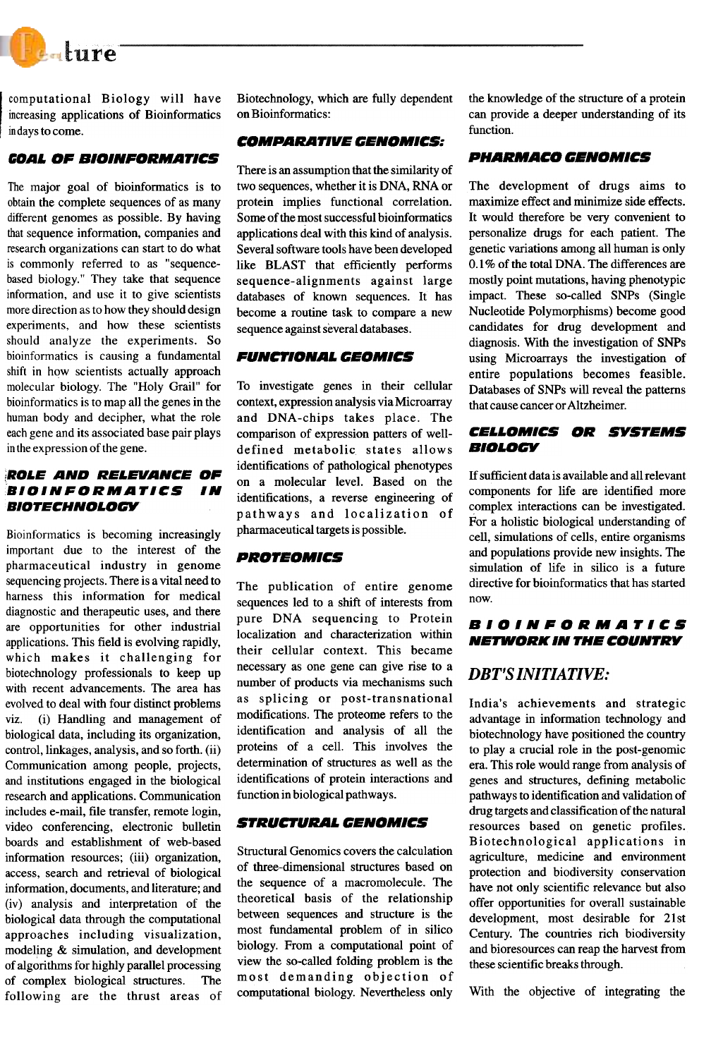computational Biology will have increasing applications of Bioinformatics in days to come.

### GOAL OF BIOINFORMATICS

The major goal of bioinformatics is to obtain the complete sequences of as many different genomes as possible. By having that sequence information, companies and research organizations can start to do what is commonly referred to as "sequence-based biology." They take that sequence information, and use it to give scientists more direction as to how they should design experiments, and how these scientists should analyze the experiments. So bioinformatics is causing a fundamental shift in how scientists actually approach molecular biology. The "Holy Grail" for bioinformatics is to map all the genes in the human body and decipher, what the role each gene and its associated base pair plays in the expression of the gene.

### ROLE AND RELEVANCE OF BIOINFORMATICS IN BIOTECHNOLOGY

Bioinformatics is becoming increasingly important due to the interest of the pharmaceutical industry in genome sequencing projects. There is a vital need to harness this information for medical diagnostic and therapeutic uses, and there are opportunities for other industrial applications. This field is evolving rapidly, which makes it challenging for biotechnology professionals to keep up with recent advancements. The area has evolved to deal with four distinct problems viz. (i) Handling and management of biological data, including its organization, control, linkages, analysis, and so forth. (ii) Communication among people, projects, and institutions engaged in the biological research and applications. Communication includes e-mail, file transfer, remote login, video conferencing, electronic bulletin boards and establishment of web-based information resources; (iii) organization, access, search and retrieval of biological information, documents, and literature; and (iv) analysis and interpretation of the biological data through the computational approaches including visualization, modeling & simulation, and development of algorithms for highly parallel processing of complex biological structures. The following are the thrust areas of Biotechnology, which are fully dependent on Bioinformatics:

### COMPARATIVE GENOMICS:

There is an assumption that the similarity of two sequences, whether it is DNA, RNA or protein implies functional correlation. Some of the most successful bioinformatics applications deal with this kind of analysis. Several software tools have been developed like BLAST that efficiently performs sequence-alignments against large databases of known sequences. It has become a routine task to compare a new sequence against several databases.

### FUNCTIONAL GEOMICS

To investigate genes in their cellular context, expression analysis via Microarray and DNA-chips takes place. The comparison of expression patters of well-defined metabolic states allows identifications of pathological phenotypes on a molecular level. Based on the identifications, a reverse engineering of pathways and localization of pharmaceutical targets is possible.

### PROTEOMICS

The publication of entire genome sequences led to a shift of interests from pure DNA sequencing to Protein localization and characterization within their cellular context. This became necessary as one gene can give rise to a number of products via mechanisms such as splicing or post-transnational modifications. The proteome refers to the identification and analysis of all the proteins of a cell. This involves the determination of structures as well as the identifications of protein interactions and function in biological pathways.

### STRUCTURAL GENOMICS

Structural Genomics covers the calculation of three-dimensional structures based on the sequence of a macromolecule. The theoretical basis of the relationship between sequences and structure is the most fundamental problem of in silico biology. From a computational point of view the so-called folding problem is the most demanding objection of computational biology. Nevertheless only the knowledge of the structure of a protein can provide a deeper understanding of its function.

### PHARMACO GENOMICS

The development of drugs aims to maximize effect and minimize side effects. It would therefore be very convenient to personalize drugs for each patient. The genetic variations among all human is only 0.1% of the total DNA. The differences are mostly point mutations, having phenotypic impact. These so-called SNPs (Single Nucleotide Polymorphisms) become good candidates for drug development and diagnosis. With the investigation of SNPs using Microarrays the investigation of entire populations becomes feasible. Databases of SNPs will reveal the patterns that cause cancer or Altzheimer.

### CELLOMICS OR SYSTEMS BIOLOGY

If sufficient data is available and all relevant components for life are identified more complex interactions can be investigated. For a holistic biological understanding of cell, simulations of cells, entire organisms and populations provide new insights. The simulation of life in silico is a future directive for bioinformatics that has started now.

### BIOINFORMATICS NETWORK IN THE COUNTRY

## DBT'S INITIATIVE:

India's achievements and strategic advantage in information technology and biotechnology have positioned the country to play a crucial role in the post-genomic era. This role would range from analysis of genes and structures, defining metabolic pathways to identification and validation of drug targets and classification of the natural resources based on genetic profiles. Biotechnological applications in agriculture, medicine and environment protection and biodiversity conservation have not only scientific relevance but also offer opportunities for overall sustainable development, most desirable for 21st Century. The countries rich biodiversity and bioresources can reap the harvest from these scientific breaks through.

With the objective of integrating the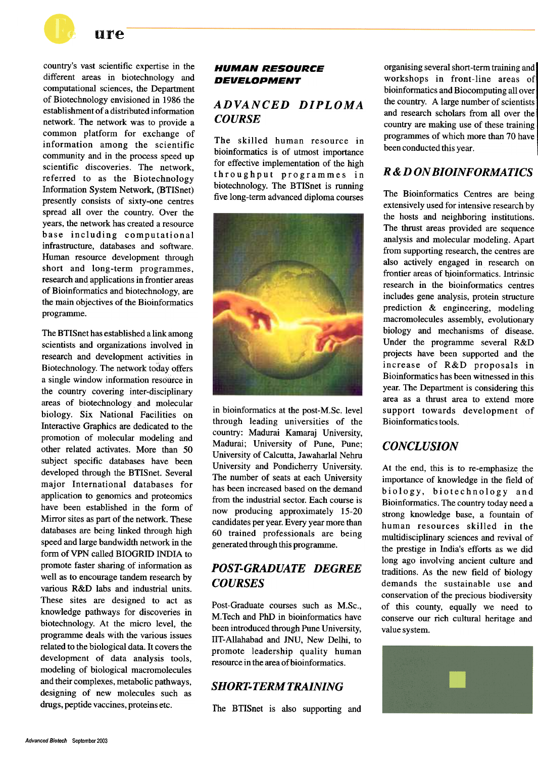country's vast scientific expertise in the different areas in biotechnology and computational sciences, the Department of Biotechnology envisioned in 1986 the establishment of a distributed information network. The network was to provide a common platform for exchange of information among the scientific community and in the process speed up scientific discoveries. The network, referred to as the Biotechnology Information System Network, (BTISnet) presently consists of sixty-one centres spread all over the country. Over the years, the network has created a resource base including computational infrastructure, databases and software. Human resource development through short and long-term programmes, research and applications in frontier areas of Bioinformatics and biotechnology, are the main objectives of the Bioinformatics programme.

The BTISnet has established a link among scientists and organizations involved in research and development activities in Biotechnology. The network today offers a single window information resource in the country covering inter-disciplinary areas of biotechnology and molecular biology. Six National Facilities on Interactive Graphics are dedicated to the promotion of molecular modeling and other related activates. More than 50 subject specific databases have been developed through the BTISnet. Several major International databases for application to genomics and proteomics have been established in the form of Mirror sites as part of the network. These databases are being linked through high speed and large bandwidth network in the form of VPN called BIOGRID INDIA to promote faster sharing of information as well as to encourage tandem research by various R&D labs and industrial units. These sites are designed to act as knowledge pathways for discoveries in biotechnology. At the micro level, the programme deals with the various issues related to the biological data. It covers the development of data analysis tools, modeling of biological macromolecules and their complexes, metabolic pathways, designing of new molecules such as drugs, peptide vaccines, proteins etc.

## HUMAN RESOURCE DEVELOPMENT

### ADVANCED DIPLOMA COURSE

The skilled human resource in bioinformatics is of utmost importance for effective implementation of the high throughput programmes in biotechnology. The BTISnet is running five long-term advanced diploma courses in bioinformatics at the post-M.Sc. level through leading universities of the country: Madurai Kamaraj University, Madurai; University of Pune, Pune; University of Calcutta, Jawaharlal Nehru University and Pondicherry University. The number of seats at each University has been increased based on the demand from the industrial sector. Each course is now producing approximately 15-20 candidates per year. Every year more than 60 trained professionals are being generated through this programme.

### POST-GRADUATE DEGREE COURSES

Post-Graduate courses such as M.Sc., M.Tech and PhD in bioinformatics have been introduced through Pune University, IIT-Allahabad and JNU, New Delhi, to promote leadership quality human resource in the area of bioinformatics.

### SHORT-TERM TRAINING

The BTISnet is also supporting and organising several short-term training and workshops in front-line areas of bioinformatics and Biocomputing all over the country. A large number of scientists and research scholars from all over the country are making use of these training programmes of which more than 70 have been conducted this year.

## R & D ON BIOINFORMATICS

The Bioinformatics Centres are being extensively used for intensive research by the hosts and neighboring institutions. The thrust areas provided are sequence analysis and molecular modeling. Apart from supporting research, the centres are also actively engaged in research on frontier areas of bioinformatics. Intrinsic research in the bioinformatics centres includes gene analysis, protein structure prediction & engineering, modeling macromolecules assembly, evolutionary biology and mechanisms of disease. Under the programme several R&D projects have been supported and the increase of R&D proposals in Bioinformatics has been witnessed in this year. The Department is considering this area as a thrust area to extend more support towards development of Bioinformatics tools.

## CONCLUSION

At the end, this is to re-emphasize the importance of knowledge in the field of biology, biotechnology and Bioinformatics. The country today need a strong knowledge base, a fountain of human resources skilled in the multidisciplinary sciences and revival of the prestige in India's efforts as we did long ago involving ancient culture and traditions. As the new field of biology demands the sustainable use and conservation of the precious biodiversity of this county, equally we need to conserve our rich cultural heritage and value system.